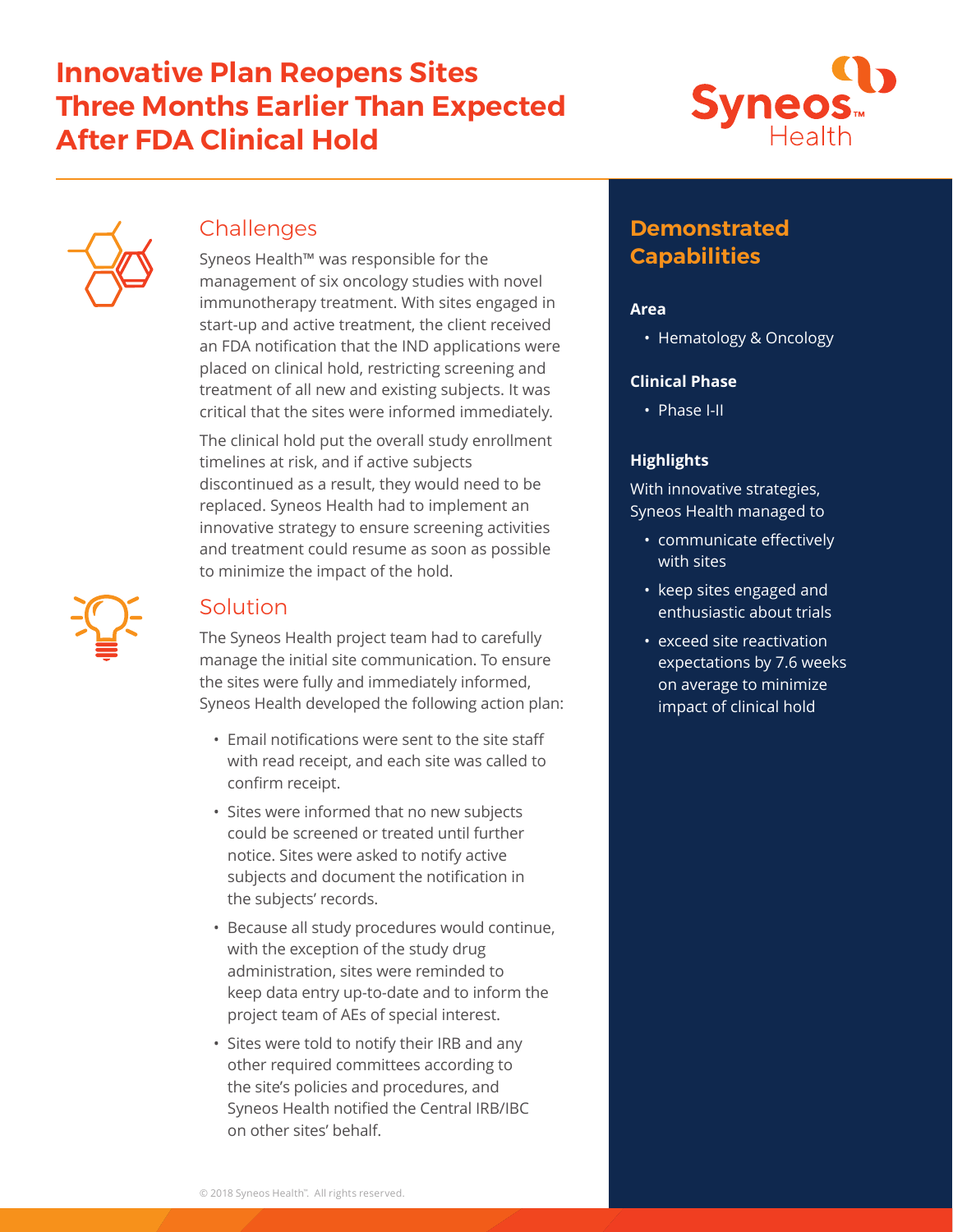# Innovative Plan Reopens Sites Three Months Earlier Than Expected After FDA Clinical Hold

## Challenges

Syneos Health™ was responsible for the management of six oncology studies with novel immunotherapy treatment. With sites engaged in start-up and active treatment, the client received an FDA notification that the IND applications were placed on clinical hold, restricting screening and treatment of all new and existing subjects. It was critical that the sites were informed immediately.

The clinical hold put the overall study enrollment timelines at risk, and if active subjects discontinued as a result, they would need to be replaced. Syneos Health had to implement an innovative strategy to ensure screening activities and treatment could resume as soon as possible to minimize the impact of the hold.

## Solution

The Syneos Health project team had to carefully manage the initial site communication. To ensure the sites were fully and immediately informed, Syneos Health developed the following action plan:

- Email notifications were sent to the site staff with read receipt, and each site was called to confirm receipt.
- Sites were informed that no new subjects could be screened or treated until further notice. Sites were asked to notify active subjects and document the notification in the subjects' records.
- Because all study procedures would continue, with the exception of the study drug administration, sites were reminded to keep data entry up-to-date and to inform the project team of AEs of special interest.
- Sites were told to notify their IRB and any other required committees according to the site's policies and procedures, and Syneos Health notified the Central IRB/IBC on other sites' behalf.

## Demonstrated Capabilities

### Area

- Hematology & Oncology

### Clinical Phase

- Phase I-II

### Highlights

With innovative strategies, Syneos Health managed to

- communicate effectively with sites
- keep sites engaged and enthusiastic about trials
- exceed site reactivation expectations by 7.6 weeks on average to minimize impact of clinical hold

© 2018 Syneos Health™. All rights reserved.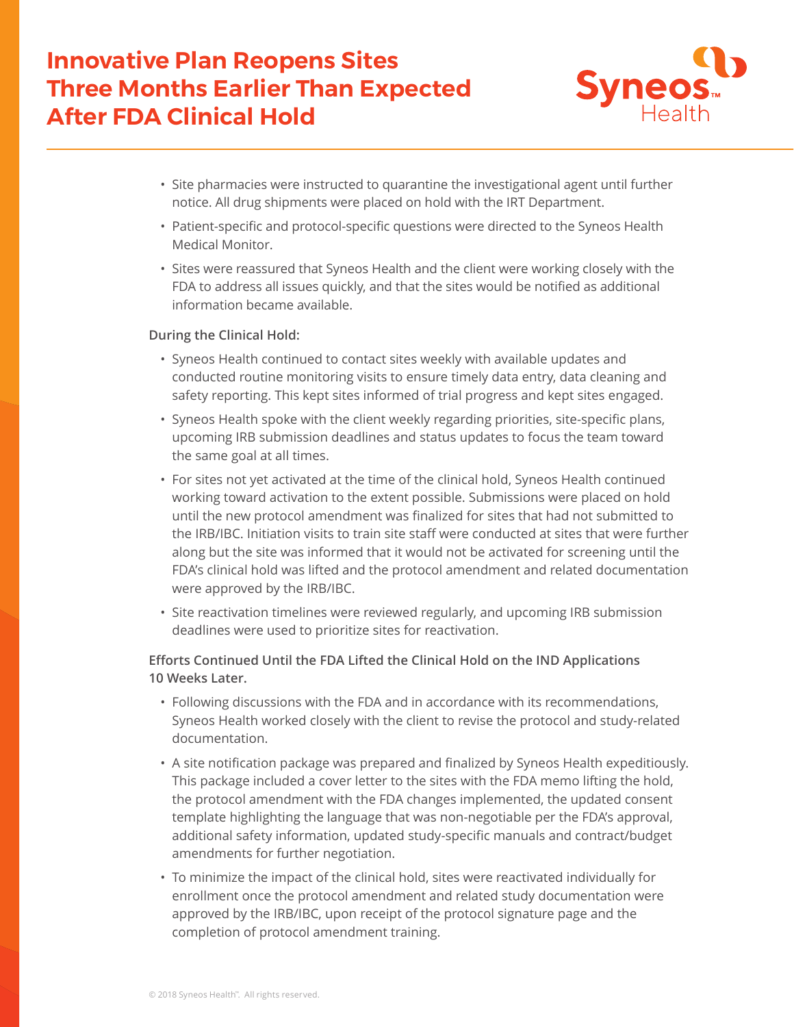- Site pharmacies were instructed to quarantine the investigational agent until further notice. All drug shipments were placed on hold with the IRT Department.
- Patient-specific and protocol-specific questions were directed to the Syneos Health Medical Monitor.
- Sites were reassured that Syneos Health and the client were working closely with the FDA to address all issues quickly, and that the sites would be notified as additional information became available.

**During the Clinical Hold:**

- Syneos Health continued to contact sites weekly with available updates and conducted routine monitoring visits to ensure timely data entry, data cleaning and safety reporting. This kept sites informed of trial progress and kept sites engaged.
- Syneos Health spoke with the client weekly regarding priorities, site-specific plans, upcoming IRB submission deadlines and status updates to focus the team toward the same goal at all times.
- For sites not yet activated at the time of the clinical hold, Syneos Health continued working toward activation to the extent possible. Submissions were placed on hold until the new protocol amendment was finalized for sites that had not submitted to the IRB/IBC. Initiation visits to train site staff were conducted at sites that were further along but the site was informed that it would not be activated for screening until the FDA's clinical hold was lifted and the protocol amendment and related documentation were approved by the IRB/IBC.
- Site reactivation timelines were reviewed regularly, and upcoming IRB submission deadlines were used to prioritize sites for reactivation.

**Efforts Continued Until the FDA Lifted the Clinical Hold on the IND Applications 10 Weeks Later.**

- Following discussions with the FDA and in accordance with its recommendations, Syneos Health worked closely with the client to revise the protocol and study-related documentation.
- A site notification package was prepared and finalized by Syneos Health expeditiously. This package included a cover letter to the sites with the FDA memo lifting the hold, the protocol amendment with the FDA changes implemented, the updated consent template highlighting the language that was non-negotiable per the FDA's approval, additional safety information, updated study-specific manuals and contract/budget amendments for further negotiation.
- To minimize the impact of the clinical hold, sites were reactivated individually for enrollment once the protocol amendment and related study documentation were approved by the IRB/IBC, upon receipt of the protocol signature page and the completion of protocol amendment training.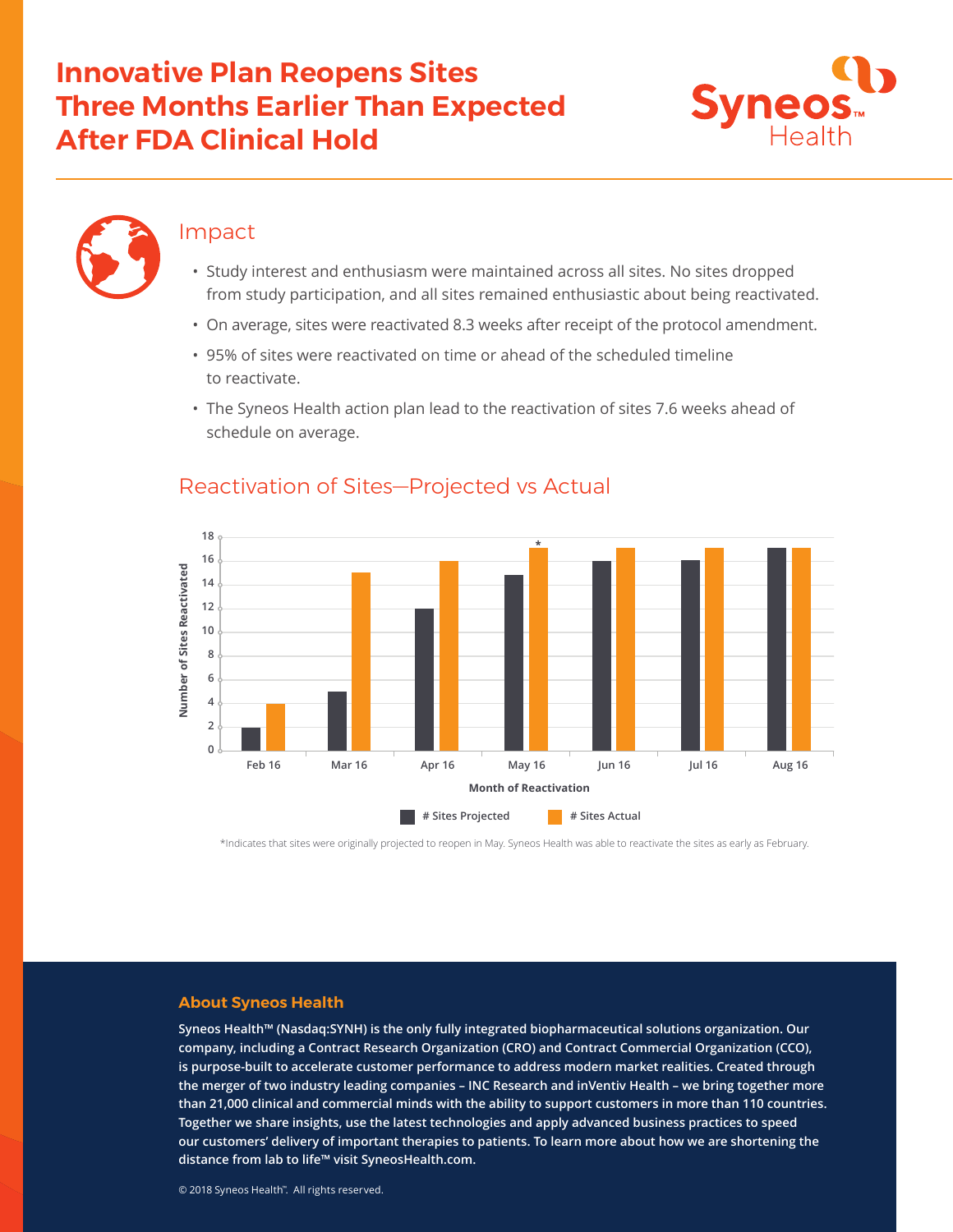# Innovative Plan Reopens Sites Three Months Earlier Than Expected After FDA Clinical Hold

Syneos Health

## Impact

- Study interest and enthusiasm were maintained across all sites. No sites dropped from study participation, and all sites remained enthusiastic about being reactivated.
- On average, sites were reactivated 8.3 weeks after receipt of the protocol amendment.
- 95% of sites were reactivated on time or ahead of the scheduled timeline to reactivate.
- The Syneos Health action plan lead to the reactivation of sites 7.6 weeks ahead of schedule on average.

## Reactivation of Sites—Projected vs Actual

Number of Sites Reactivated

18
16
14
12
10
8
6
4
2
0

Feb 16
Mar 16
Apr 16
May 16 *
Jun 16
Jul 16
Aug 16

Month of Reactivation

# Sites Projected
# Sites Actual

*Indicates that sites were originally projected to reopen in May. Syneos Health was able to reactivate the sites as early as February.

### About Syneos Health

**Syneos Health™ (Nasdaq:SYNH) is the only fully integrated biopharmaceutical solutions organization. Our company, including a Contract Research Organization (CRO) and Contract Commercial Organization (CCO), is purpose-built to accelerate customer performance to address modern market realities. Created through the merger of two industry leading companies – INC Research and inVentiv Health – we bring together more than 21,000 clinical and commercial minds with the ability to support customers in more than 110 countries. Together we share insights, use the latest technologies and apply advanced business practices to speed our customers' delivery of important therapies to patients. To learn more about how we are shortening the distance from lab to life™ visit SyneosHealth.com.**

© 2018 Syneos Health™. All rights reserved.